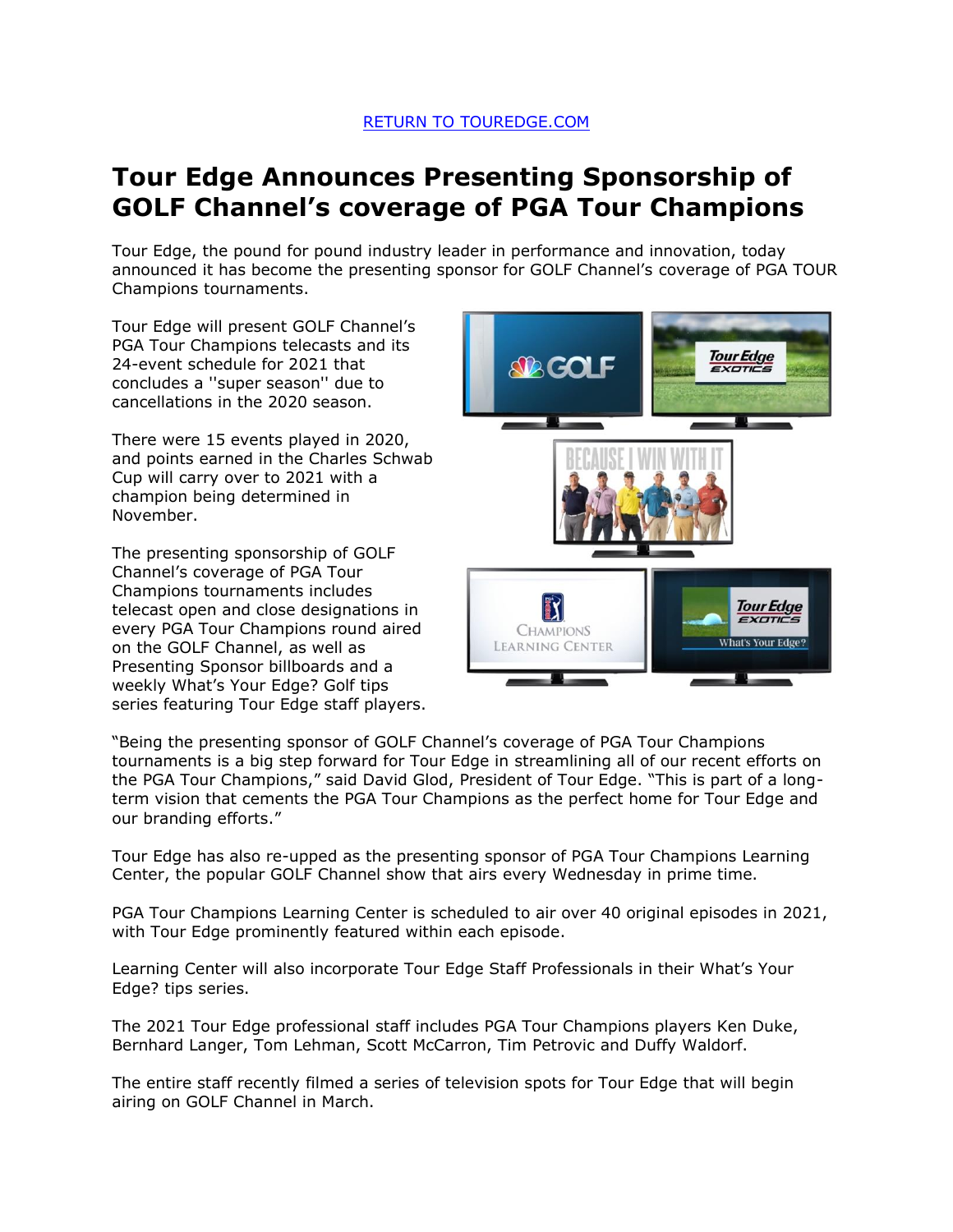[RETURN TO TOUREDGE.COM](#)

# Tour Edge Announces Presenting Sponsorship of GOLF Channel's coverage of PGA Tour Champions

Tour Edge, the pound for pound industry leader in performance and innovation, today announced it has become the presenting sponsor for GOLF Channel's coverage of PGA TOUR Champions tournaments.

Tour Edge will present GOLF Channel's PGA Tour Champions telecasts and its 24-event schedule for 2021 that concludes a ''super season'' due to cancellations in the 2020 season.

There were 15 events played in 2020, and points earned in the Charles Schwab Cup will carry over to 2021 with a champion being determined in November.

The presenting sponsorship of GOLF Channel's coverage of PGA Tour Champions tournaments includes telecast open and close designations in every PGA Tour Champions round aired on the GOLF Channel, as well as Presenting Sponsor billboards and a weekly What's Your Edge? Golf tips series featuring Tour Edge staff players.

"Being the presenting sponsor of GOLF Channel's coverage of PGA Tour Champions tournaments is a big step forward for Tour Edge in streamlining all of our recent efforts on the PGA Tour Champions," said David Glod, President of Tour Edge. "This is part of a long-term vision that cements the PGA Tour Champions as the perfect home for Tour Edge and our branding efforts."

Tour Edge has also re-upped as the presenting sponsor of PGA Tour Champions Learning Center, the popular GOLF Channel show that airs every Wednesday in prime time.

PGA Tour Champions Learning Center is scheduled to air over 40 original episodes in 2021, with Tour Edge prominently featured within each episode.

Learning Center will also incorporate Tour Edge Staff Professionals in their What's Your Edge? tips series.

The 2021 Tour Edge professional staff includes PGA Tour Champions players Ken Duke, Bernhard Langer, Tom Lehman, Scott McCarron, Tim Petrovic and Duffy Waldorf.

The entire staff recently filmed a series of television spots for Tour Edge that will begin airing on GOLF Channel in March.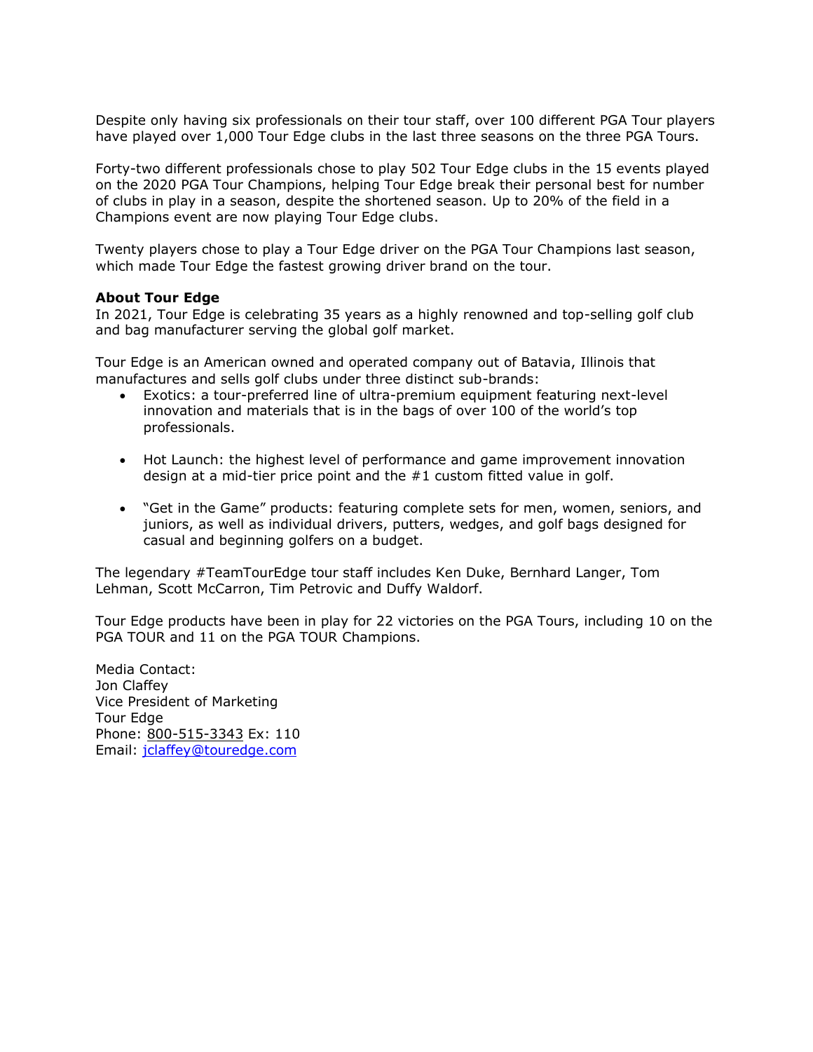Despite only having six professionals on their tour staff, over 100 different PGA Tour players have played over 1,000 Tour Edge clubs in the last three seasons on the three PGA Tours.

Forty-two different professionals chose to play 502 Tour Edge clubs in the 15 events played on the 2020 PGA Tour Champions, helping Tour Edge break their personal best for number of clubs in play in a season, despite the shortened season. Up to 20% of the field in a Champions event are now playing Tour Edge clubs.

Twenty players chose to play a Tour Edge driver on the PGA Tour Champions last season, which made Tour Edge the fastest growing driver brand on the tour.

**About Tour Edge**
In 2021, Tour Edge is celebrating 35 years as a highly renowned and top-selling golf club and bag manufacturer serving the global golf market.

Tour Edge is an American owned and operated company out of Batavia, Illinois that manufactures and sells golf clubs under three distinct sub-brands:

- Exotics: a tour-preferred line of ultra-premium equipment featuring next-level innovation and materials that is in the bags of over 100 of the world's top professionals.
- Hot Launch: the highest level of performance and game improvement innovation design at a mid-tier price point and the #1 custom fitted value in golf.
- "Get in the Game" products: featuring complete sets for men, women, seniors, and juniors, as well as individual drivers, putters, wedges, and golf bags designed for casual and beginning golfers on a budget.

The legendary #TeamTourEdge tour staff includes Ken Duke, Bernhard Langer, Tom Lehman, Scott McCarron, Tim Petrovic and Duffy Waldorf.

Tour Edge products have been in play for 22 victories on the PGA Tours, including 10 on the PGA TOUR and 11 on the PGA TOUR Champions.

Media Contact:
Jon Claffey
Vice President of Marketing
Tour Edge
Phone: 800-515-3343 Ex: 110
Email: jclaffey@touredge.com